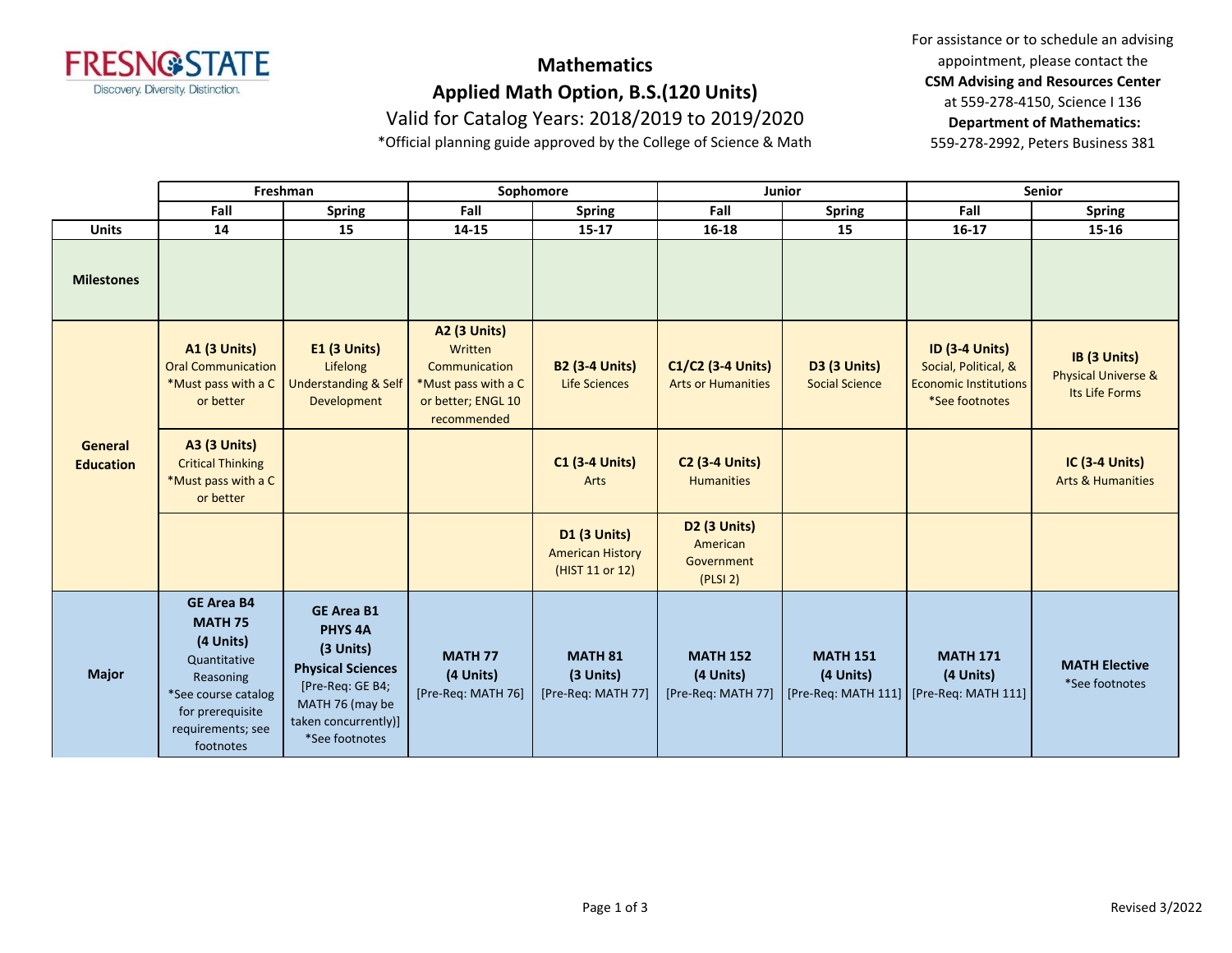FRESNO STATE
Discovery. Diversity. Distinction.

# Mathematics

## Applied Math Option, B.S.(120 Units)

Valid for Catalog Years: 2018/2019 to 2019/2020

*Official planning guide approved by the College of Science & Math

For assistance or to schedule an advising appointment, please contact the **CSM Advising and Resources Center** at 559-278-4150, Science I 136
**Department of Mathematics:** 559-278-2992, Peters Business 381

| | Freshman | | Sophomore | | Junior | | Senior | |
|---|---|---|---|---|---|---|---|---|
| | Fall | Spring | Fall | Spring | Fall | Spring | Fall | Spring |
| **Units** | 14 | 15 | 14-15 | 15-17 | 16-18 | 15 | 16-17 | 15-16 |
| **Milestones** | | | | | | | | |
| **General Education** | **A1 (3 Units)** Oral Communication *Must pass with a C or better | **E1 (3 Units)** Lifelong Understanding & Self Development | **A2 (3 Units)** Written Communication *Must pass with a C or better; ENGL 10 recommended | **B2 (3-4 Units)** Life Sciences | **C1/C2 (3-4 Units)** Arts or Humanities | **D3 (3 Units)** Social Science | **ID (3-4 Units)** Social, Political, & Economic Institutions *See footnotes | **IB (3 Units)** Physical Universe & Its Life Forms |
| | **A3 (3 Units)** Critical Thinking *Must pass with a C or better | | | **C1 (3-4 Units)** Arts | **C2 (3-4 Units)** Humanities | | | **IC (3-4 Units)** Arts & Humanities |
| | | | | **D1 (3 Units)** American History (HIST 11 or 12) | **D2 (3 Units)** American Government (PLSI 2) | | | |
| **Major** | **GE Area B4 MATH 75 (4 Units)** Quantitative Reasoning *See course catalog for prerequisite requirements; see footnotes | **GE Area B1 PHYS 4A (3 Units) Physical Sciences** [Pre-Req: GE B4; MATH 76 (may be taken concurrently)] *See footnotes | **MATH 77 (4 Units)** [Pre-Req: MATH 76] | **MATH 81 (3 Units)** [Pre-Req: MATH 77] | **MATH 152 (4 Units)** [Pre-Req: MATH 77] | **MATH 151 (4 Units)** [Pre-Req: MATH 111] | **MATH 171 (4 Units)** [Pre-Req: MATH 111] | **MATH Elective** *See footnotes |

Revised 3/2022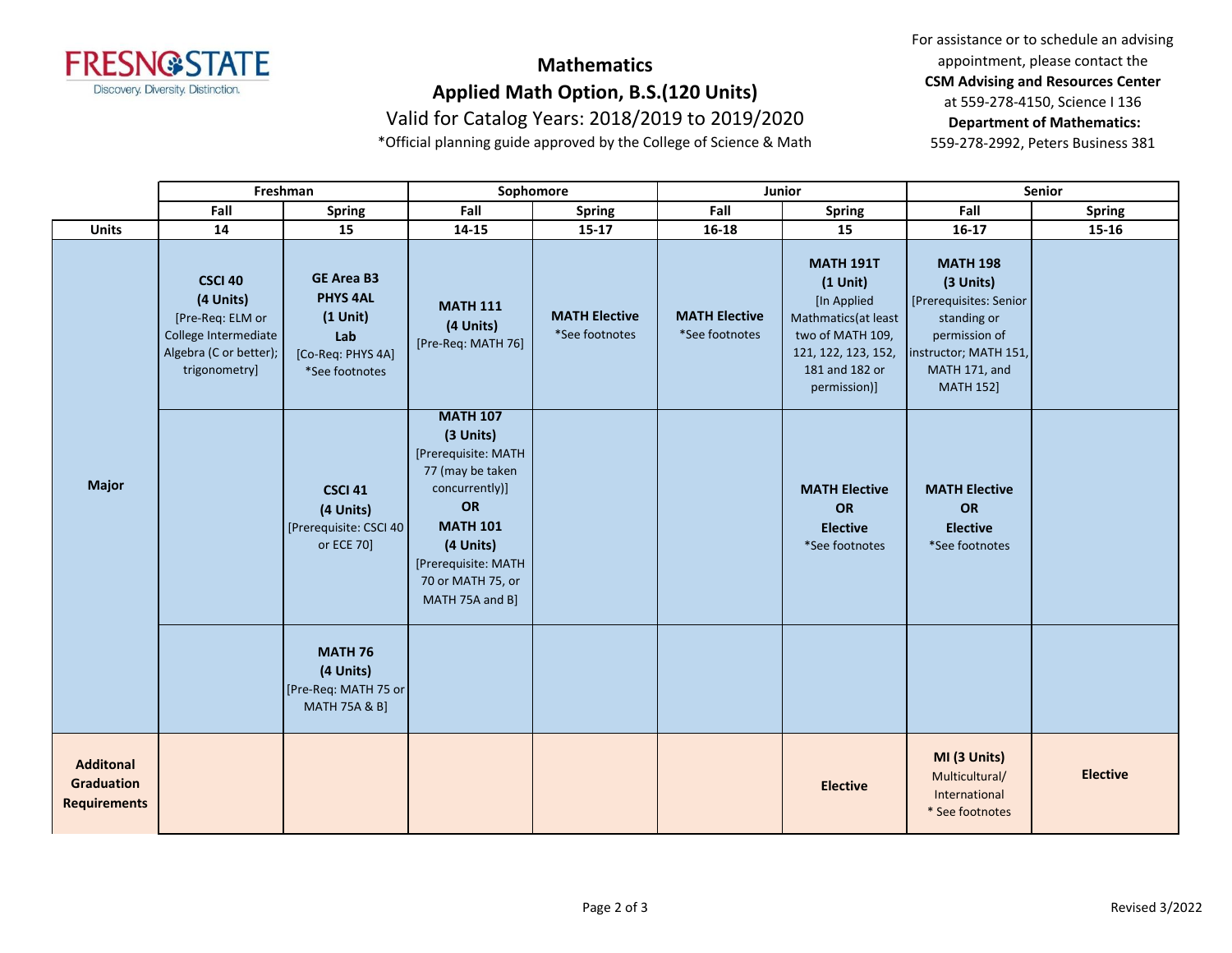**Mathematics**
**Applied Math Option, B.S.(120 Units)**
Valid for Catalog Years: 2018/2019 to 2019/2020
*Official planning guide approved by the College of Science & Math

For assistance or to schedule an advising appointment, please contact the **CSM Advising and Resources Center** at 559-278-4150, Science I 136
**Department of Mathematics:** 559-278-2992, Peters Business 381

| | Freshman | | Sophomore | | Junior | | Senior | |
|---|---|---|---|---|---|---|---|---|
| | Fall | Spring | Fall | Spring | Fall | Spring | Fall | Spring |
| **Units** | 14 | 15 | 14-15 | 15-17 | 16-18 | 15 | 16-17 | 15-16 |
| **Major** | **CSCI 40** **(4 Units)** [Pre-Req: ELM or College Intermediate Algebra (C or better); trigonometry] | **GE Area B3** **PHYS 4AL** **(1 Unit)** **Lab** [Co-Req: PHYS 4A] *See footnotes | **MATH 111** **(4 Units)** [Pre-Req: MATH 76] | **MATH Elective** *See footnotes | **MATH Elective** *See footnotes | **MATH 191T** **(1 Unit)** [In Applied Mathmatics(at least two of MATH 109, 121, 122, 123, 152, 181 and 182 or permission)] | **MATH 198** **(3 Units)** [Prerequisites: Senior standing or permission of instructor; MATH 151, MATH 171, and MATH 152] | |
| | | **CSCI 41** **(4 Units)** [Prerequisite: CSCI 40 or ECE 70] | **MATH 107** **(3 Units)** [Prerequisite: MATH 77 (may be taken concurrently)] **OR** **MATH 101** **(4 Units)** [Prerequisite: MATH 70 or MATH 75, or MATH 75A and B] | | | **MATH Elective** **OR** **Elective** *See footnotes | **MATH Elective** **OR** **Elective** *See footnotes | |
| | | **MATH 76** **(4 Units)** [Pre-Req: MATH 75 or MATH 75A & B] | | | | | | |
| **Additonal Graduation Requirements** | | | | | | **Elective** | **MI (3 Units)** Multicultural/ International * See footnotes | **Elective** |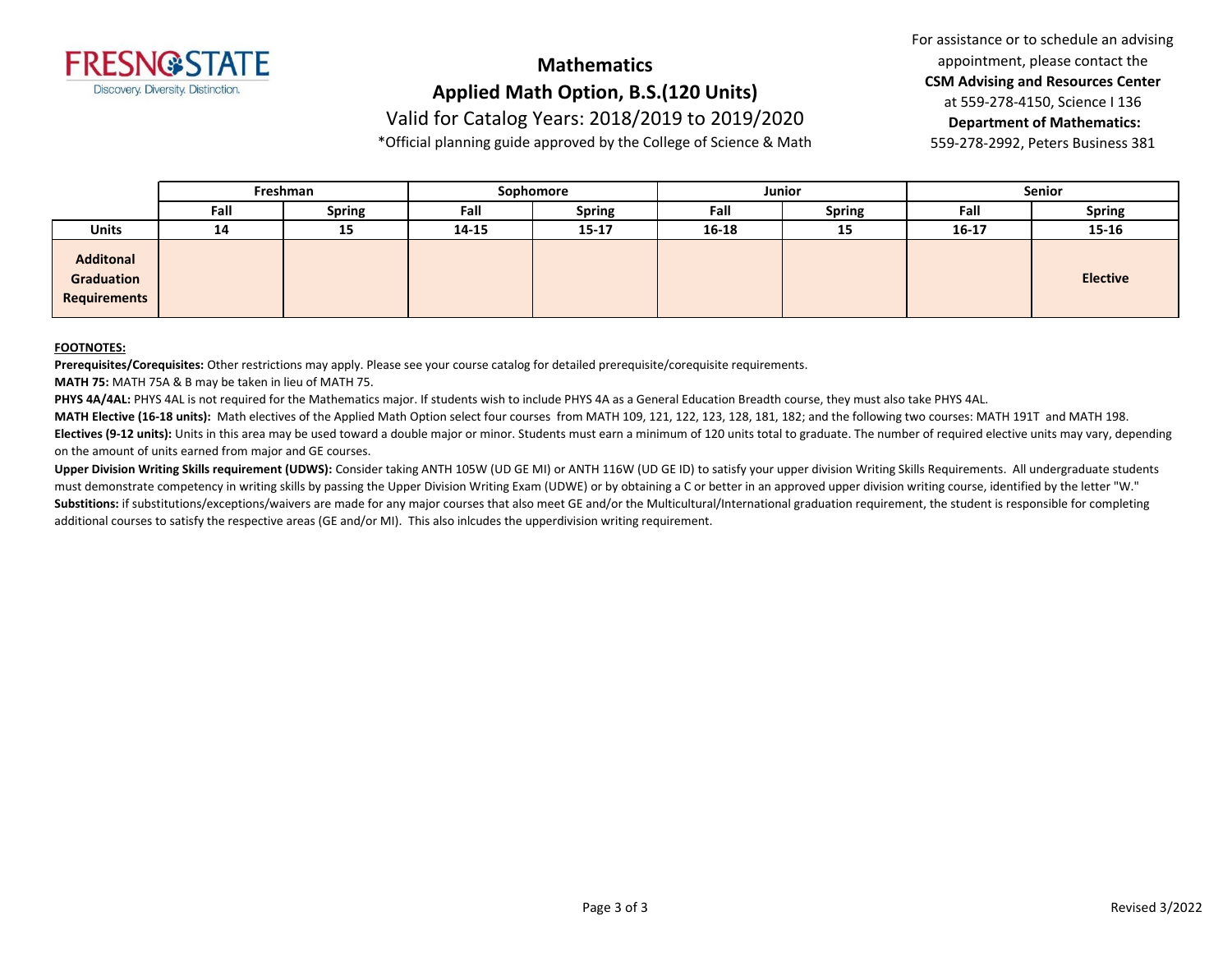# Mathematics

## Applied Math Option, B.S.(120 Units)

Valid for Catalog Years: 2018/2019 to 2019/2020

*Official planning guide approved by the College of Science & Math

For assistance or to schedule an advising appointment, please contact the **CSM Advising and Resources Center** at 559-278-4150, Science I 136
**Department of Mathematics:** 559-278-2992, Peters Business 381

| | Freshman | | Sophomore | | Junior | | Senior | |
|---|---|---|---|---|---|---|---|---|
| | **Fall** | **Spring** | **Fall** | **Spring** | **Fall** | **Spring** | **Fall** | **Spring** |
| **Units** | **14** | **15** | **14-15** | **15-17** | **16-18** | **15** | **16-17** | **15-16** |
| **Additonal Graduation Requirements** | | | | | | | | **Elective** |

**FOOTNOTES:**

**Prerequisites/Corequisites:** Other restrictions may apply. Please see your course catalog for detailed prerequisite/corequisite requirements.

**MATH 75:** MATH 75A & B may be taken in lieu of MATH 75.

**PHYS 4A/4AL:** PHYS 4AL is not required for the Mathematics major. If students wish to include PHYS 4A as a General Education Breadth course, they must also take PHYS 4AL.

**MATH Elective (16-18 units):** Math electives of the Applied Math Option select four courses from MATH 109, 121, 122, 123, 128, 181, 182; and the following two courses: MATH 191T and MATH 198.

**Electives (9-12 units):** Units in this area may be used toward a double major or minor. Students must earn a minimum of 120 units total to graduate. The number of required elective units may vary, depending on the amount of units earned from major and GE courses.

**Upper Division Writing Skills requirement (UDWS):** Consider taking ANTH 105W (UD GE MI) or ANTH 116W (UD GE ID) to satisfy your upper division Writing Skills Requirements. All undergraduate students must demonstrate competency in writing skills by passing the Upper Division Writing Exam (UDWE) or by obtaining a C or better in an approved upper division writing course, identified by the letter "W."

**Substitions:** if substitutions/exceptions/waivers are made for any major courses that also meet GE and/or the Multicultural/International graduation requirement, the student is responsible for completing additional courses to satisfy the respective areas (GE and/or MI). This also inlcudes the upperdivision writing requirement.

Revised 3/2022